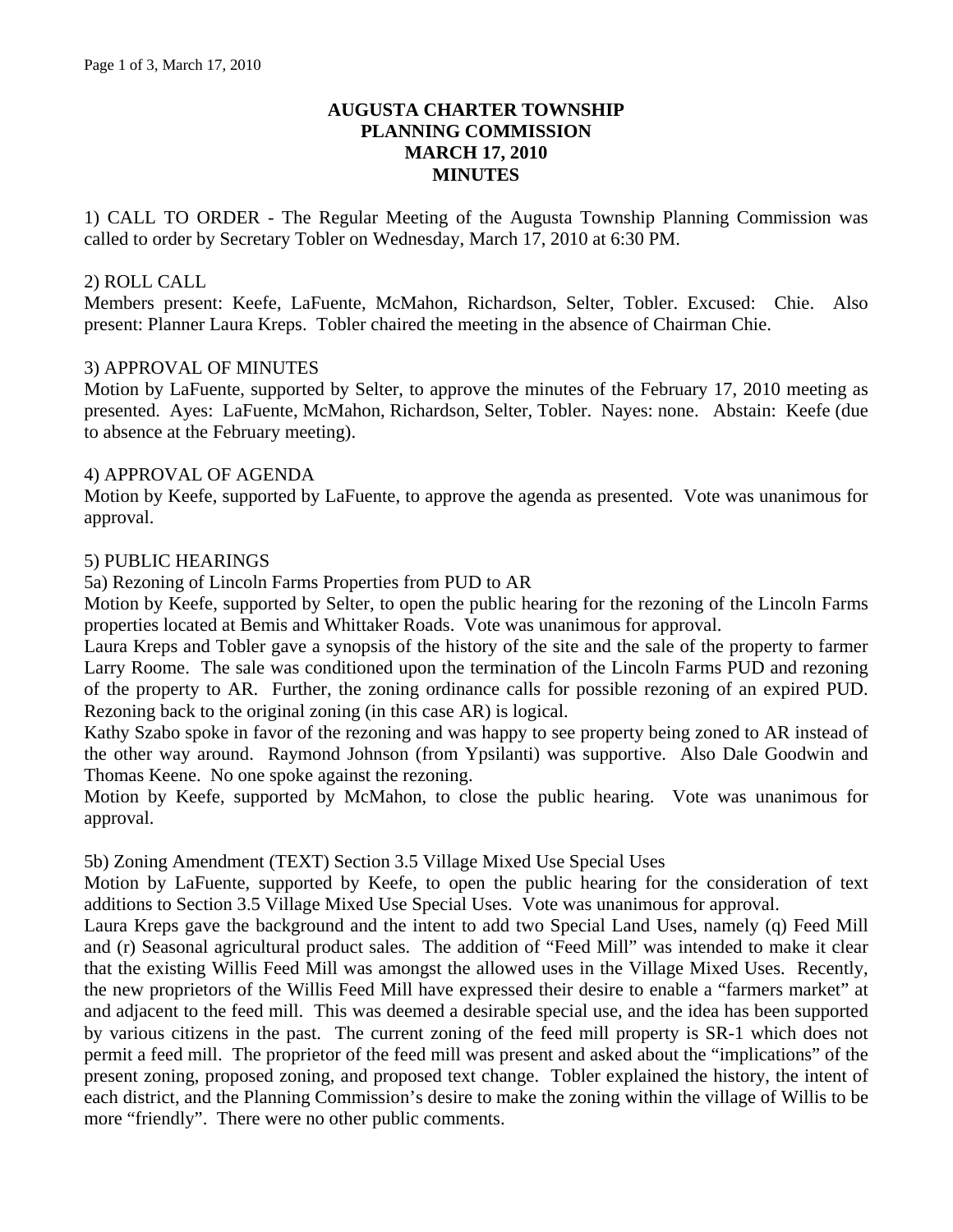# AUGUSTA CHARTER TOWNSHIP
# PLANNING COMMISSION
# MARCH 17, 2010
# MINUTES

1) CALL TO ORDER - The Regular Meeting of the Augusta Township Planning Commission was called to order by Secretary Tobler on Wednesday, March 17, 2010 at 6:30 PM.

2) ROLL CALL
Members present: Keefe, LaFuente, McMahon, Richardson, Selter, Tobler. Excused: Chie. Also present: Planner Laura Kreps. Tobler chaired the meeting in the absence of Chairman Chie.

3) APPROVAL OF MINUTES
Motion by LaFuente, supported by Selter, to approve the minutes of the February 17, 2010 meeting as presented. Ayes: LaFuente, McMahon, Richardson, Selter, Tobler. Nayes: none. Abstain: Keefe (due to absence at the February meeting).

4) APPROVAL OF AGENDA
Motion by Keefe, supported by LaFuente, to approve the agenda as presented. Vote was unanimous for approval.

5) PUBLIC HEARINGS
5a) Rezoning of Lincoln Farms Properties from PUD to AR
Motion by Keefe, supported by Selter, to open the public hearing for the rezoning of the Lincoln Farms properties located at Bemis and Whittaker Roads. Vote was unanimous for approval.
Laura Kreps and Tobler gave a synopsis of the history of the site and the sale of the property to farmer Larry Roome. The sale was conditioned upon the termination of the Lincoln Farms PUD and rezoning of the property to AR. Further, the zoning ordinance calls for possible rezoning of an expired PUD. Rezoning back to the original zoning (in this case AR) is logical.
Kathy Szabo spoke in favor of the rezoning and was happy to see property being zoned to AR instead of the other way around. Raymond Johnson (from Ypsilanti) was supportive. Also Dale Goodwin and Thomas Keene. No one spoke against the rezoning.
Motion by Keefe, supported by McMahon, to close the public hearing. Vote was unanimous for approval.

5b) Zoning Amendment (TEXT) Section 3.5 Village Mixed Use Special Uses
Motion by LaFuente, supported by Keefe, to open the public hearing for the consideration of text additions to Section 3.5 Village Mixed Use Special Uses. Vote was unanimous for approval.
Laura Kreps gave the background and the intent to add two Special Land Uses, namely (q) Feed Mill and (r) Seasonal agricultural product sales. The addition of "Feed Mill" was intended to make it clear that the existing Willis Feed Mill was amongst the allowed uses in the Village Mixed Uses. Recently, the new proprietors of the Willis Feed Mill have expressed their desire to enable a "farmers market" at and adjacent to the feed mill. This was deemed a desirable special use, and the idea has been supported by various citizens in the past. The current zoning of the feed mill property is SR-1 which does not permit a feed mill. The proprietor of the feed mill was present and asked about the "implications" of the present zoning, proposed zoning, and proposed text change. Tobler explained the history, the intent of each district, and the Planning Commission's desire to make the zoning within the village of Willis to be more "friendly". There were no other public comments.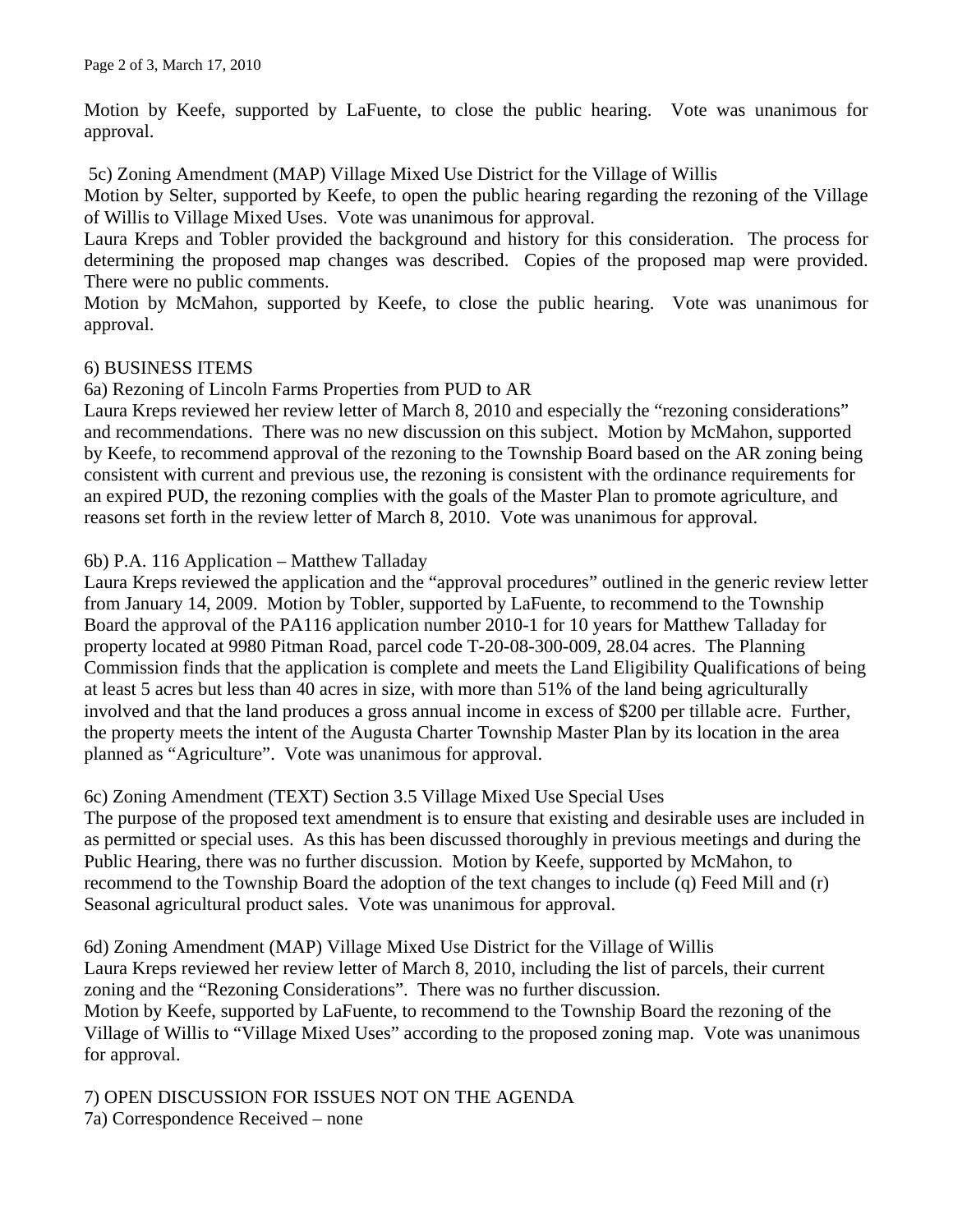Motion by Keefe, supported by LaFuente, to close the public hearing. Vote was unanimous for approval.

5c) Zoning Amendment (MAP) Village Mixed Use District for the Village of Willis

Motion by Selter, supported by Keefe, to open the public hearing regarding the rezoning of the Village of Willis to Village Mixed Uses. Vote was unanimous for approval.

Laura Kreps and Tobler provided the background and history for this consideration. The process for determining the proposed map changes was described. Copies of the proposed map were provided. There were no public comments.

Motion by McMahon, supported by Keefe, to close the public hearing. Vote was unanimous for approval.

6) BUSINESS ITEMS

6a) Rezoning of Lincoln Farms Properties from PUD to AR

Laura Kreps reviewed her review letter of March 8, 2010 and especially the "rezoning considerations" and recommendations. There was no new discussion on this subject. Motion by McMahon, supported by Keefe, to recommend approval of the rezoning to the Township Board based on the AR zoning being consistent with current and previous use, the rezoning is consistent with the ordinance requirements for an expired PUD, the rezoning complies with the goals of the Master Plan to promote agriculture, and reasons set forth in the review letter of March 8, 2010. Vote was unanimous for approval.

6b) P.A. 116 Application – Matthew Talladay

Laura Kreps reviewed the application and the "approval procedures" outlined in the generic review letter from January 14, 2009. Motion by Tobler, supported by LaFuente, to recommend to the Township Board the approval of the PA116 application number 2010-1 for 10 years for Matthew Talladay for property located at 9980 Pitman Road, parcel code T-20-08-300-009, 28.04 acres. The Planning Commission finds that the application is complete and meets the Land Eligibility Qualifications of being at least 5 acres but less than 40 acres in size, with more than 51% of the land being agriculturally involved and that the land produces a gross annual income in excess of $200 per tillable acre. Further, the property meets the intent of the Augusta Charter Township Master Plan by its location in the area planned as "Agriculture". Vote was unanimous for approval.

6c) Zoning Amendment (TEXT) Section 3.5 Village Mixed Use Special Uses

The purpose of the proposed text amendment is to ensure that existing and desirable uses are included in as permitted or special uses. As this has been discussed thoroughly in previous meetings and during the Public Hearing, there was no further discussion. Motion by Keefe, supported by McMahon, to recommend to the Township Board the adoption of the text changes to include (q) Feed Mill and (r) Seasonal agricultural product sales. Vote was unanimous for approval.

6d) Zoning Amendment (MAP) Village Mixed Use District for the Village of Willis

Laura Kreps reviewed her review letter of March 8, 2010, including the list of parcels, their current zoning and the "Rezoning Considerations". There was no further discussion.

Motion by Keefe, supported by LaFuente, to recommend to the Township Board the rezoning of the Village of Willis to "Village Mixed Uses" according to the proposed zoning map. Vote was unanimous for approval.

7) OPEN DISCUSSION FOR ISSUES NOT ON THE AGENDA

7a) Correspondence Received – none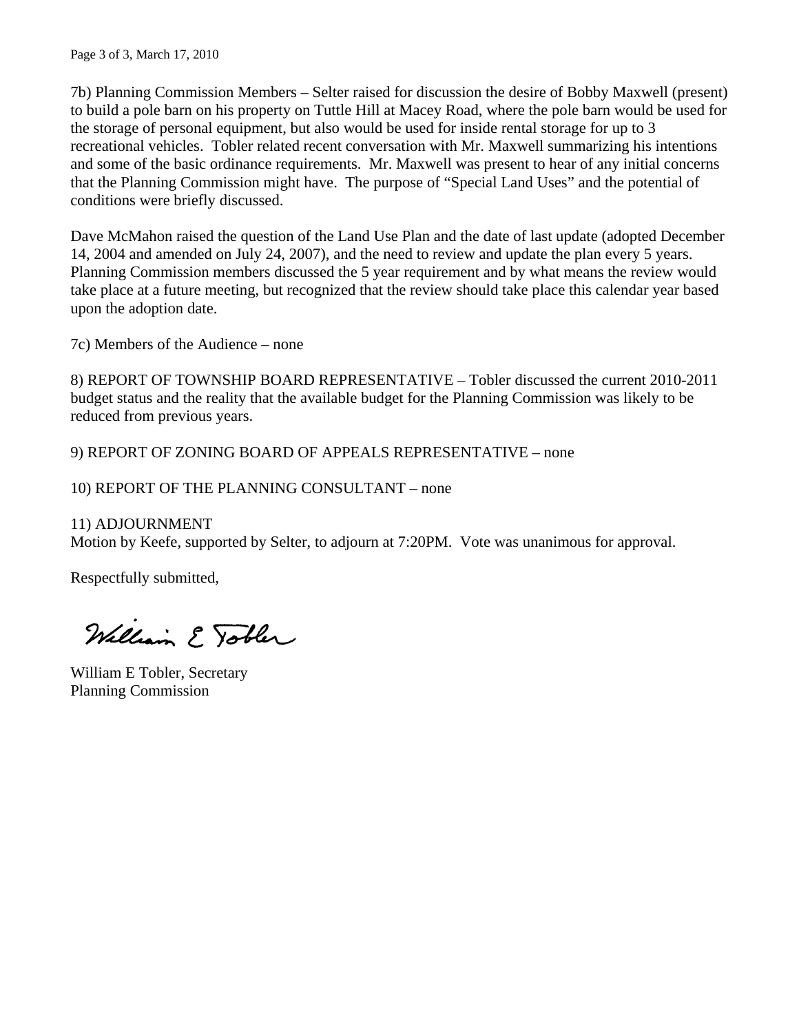7b) Planning Commission Members – Selter raised for discussion the desire of Bobby Maxwell (present) to build a pole barn on his property on Tuttle Hill at Macey Road, where the pole barn would be used for the storage of personal equipment, but also would be used for inside rental storage for up to 3 recreational vehicles. Tobler related recent conversation with Mr. Maxwell summarizing his intentions and some of the basic ordinance requirements. Mr. Maxwell was present to hear of any initial concerns that the Planning Commission might have. The purpose of "Special Land Uses" and the potential of conditions were briefly discussed.

Dave McMahon raised the question of the Land Use Plan and the date of last update (adopted December 14, 2004 and amended on July 24, 2007), and the need to review and update the plan every 5 years. Planning Commission members discussed the 5 year requirement and by what means the review would take place at a future meeting, but recognized that the review should take place this calendar year based upon the adoption date.

7c) Members of the Audience – none

8) REPORT OF TOWNSHIP BOARD REPRESENTATIVE – Tobler discussed the current 2010-2011 budget status and the reality that the available budget for the Planning Commission was likely to be reduced from previous years.

9) REPORT OF ZONING BOARD OF APPEALS REPRESENTATIVE – none

10) REPORT OF THE PLANNING CONSULTANT – none

11) ADJOURNMENT
Motion by Keefe, supported by Selter, to adjourn at 7:20PM. Vote was unanimous for approval.

Respectfully submitted,

William E Tobler

William E Tobler, Secretary
Planning Commission